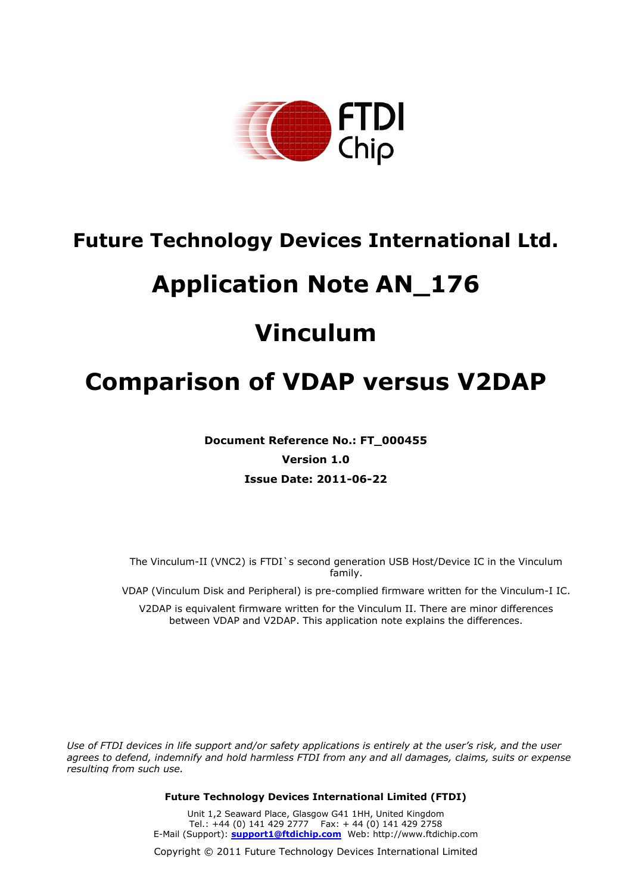# Future Technology Devices International Ltd.

# Application Note AN_176

# Vinculum

# Comparison of VDAP versus V2DAP

**Document Reference No.: FT_000455**

**Version 1.0**

**Issue Date: 2011-06-22**

The Vinculum-II (VNC2) is FTDI`s second generation USB Host/Device IC in the Vinculum family.

VDAP (Vinculum Disk and Peripheral) is pre-complied firmware written for the Vinculum-I IC.

V2DAP is equivalent firmware written for the Vinculum II. There are minor differences between VDAP and V2DAP. This application note explains the differences.

*Use of FTDI devices in life support and/or safety applications is entirely at the user's risk, and the user agrees to defend, indemnify and hold harmless FTDI from any and all damages, claims, suits or expense resulting from such use.*

**Future Technology Devices International Limited (FTDI)**

Unit 1,2 Seaward Place, Glasgow G41 1HH, United Kingdom
Tel.: +44 (0) 141 429 2777 Fax: + 44 (0) 141 429 2758
E-Mail (Support): **support1@ftdichip.com** Web: http://www.ftdichip.com

Copyright © 2011 Future Technology Devices International Limited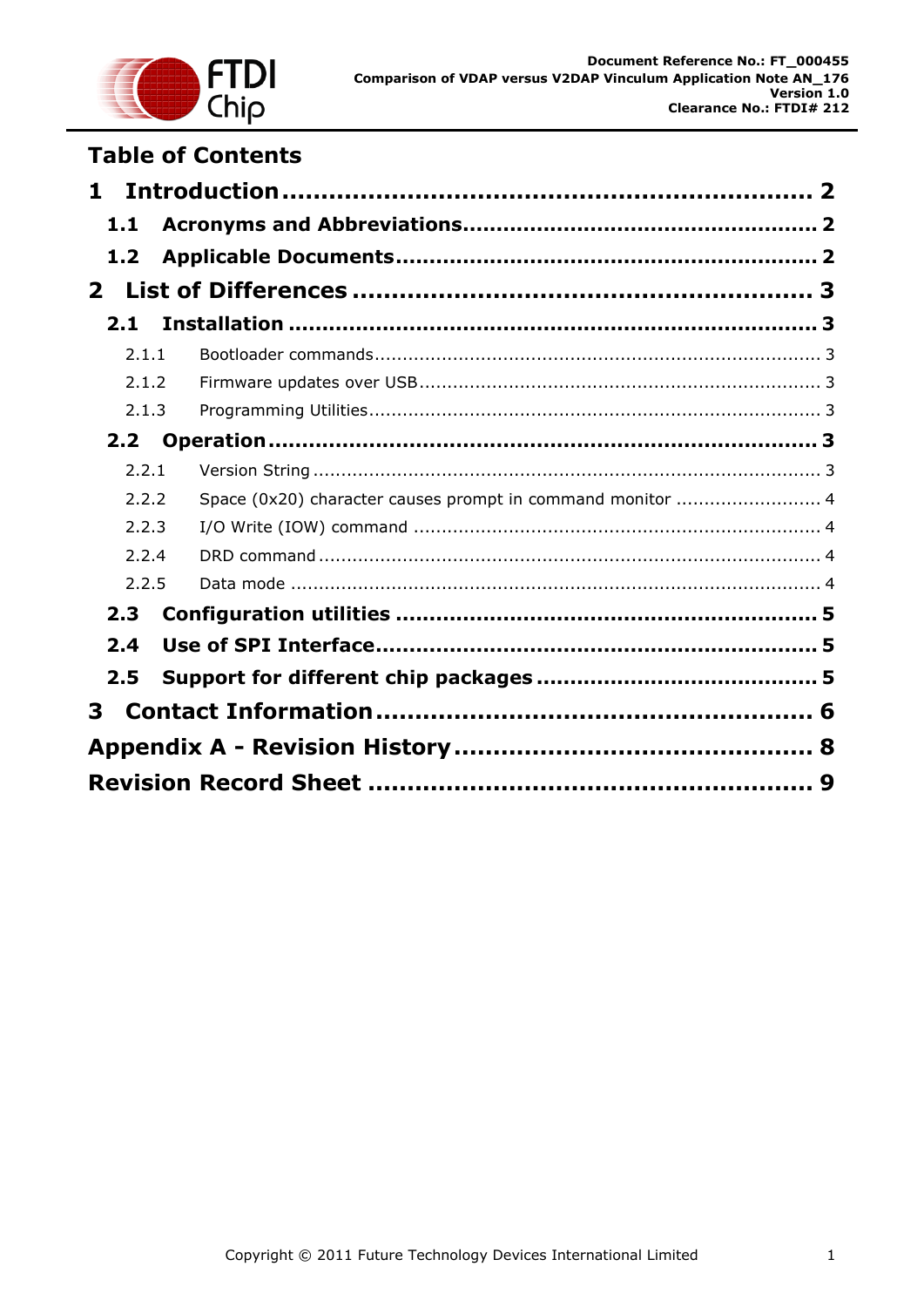# Table of Contents

**1 Introduction .................................................................. 2**

**1.1 Acronyms and Abbreviations.................................................. 2**

**1.2 Applicable Documents............................................................ 2**

**2 List of Differences ........................................................ 3**

**2.1 Installation ............................................................................ 3**

2.1.1 Bootloader commands............................................................................... 3

2.1.2 Firmware updates over USB....................................................................... 3

2.1.3 Programming Utilities................................................................................ 3

**2.2 Operation............................................................................... 3**

2.2.1 Version String .......................................................................................... 3

2.2.2 Space (0x20) character causes prompt in command monitor .......................... 4

2.2.3 I/O Write (IOW) command ........................................................................ 4

2.2.4 DRD command ......................................................................................... 4

2.2.5 Data mode .............................................................................................. 4

**2.3 Configuration utilities ........................................................... 5**

**2.4 Use of SPI Interface............................................................... 5**

**2.5 Support for different chip packages ........................................ 5**

**3 Contact Information...................................................... 6**

**Appendix A - Revision History ............................................ 8**

**Revision Record Sheet ...................................................... 9**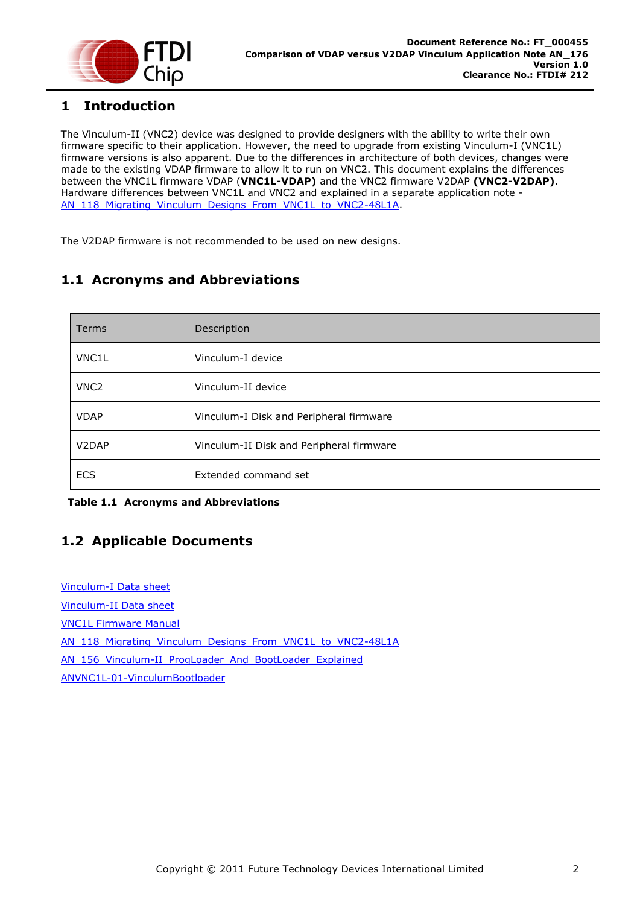# 1 Introduction

The Vinculum-II (VNC2) device was designed to provide designers with the ability to write their own firmware specific to their application. However, the need to upgrade from existing Vinculum-I (VNC1L) firmware versions is also apparent. Due to the differences in architecture of both devices, changes were made to the existing VDAP firmware to allow it to run on VNC2. This document explains the differences between the VNC1L firmware VDAP (**VNC1L-VDAP)** and the VNC2 firmware V2DAP **(VNC2-V2DAP)**. Hardware differences between VNC1L and VNC2 and explained in a separate application note - AN_118_Migrating_Vinculum_Designs_From_VNC1L_to_VNC2-48L1A.

The V2DAP firmware is not recommended to be used on new designs.

## 1.1 Acronyms and Abbreviations

| Terms | Description |
|---|---|
| VNC1L | Vinculum-I device |
| VNC2 | Vinculum-II device |
| VDAP | Vinculum-I Disk and Peripheral firmware |
| V2DAP | Vinculum-II Disk and Peripheral firmware |
| ECS | Extended command set |

**Table 1.1 Acronyms and Abbreviations**

## 1.2 Applicable Documents

Vinculum-I Data sheet

Vinculum-II Data sheet

VNC1L Firmware Manual

AN_118_Migrating_Vinculum_Designs_From_VNC1L_to_VNC2-48L1A

AN_156_Vinculum-II_ProgLoader_And_BootLoader_Explained

ANVNC1L-01-VinculumBootloader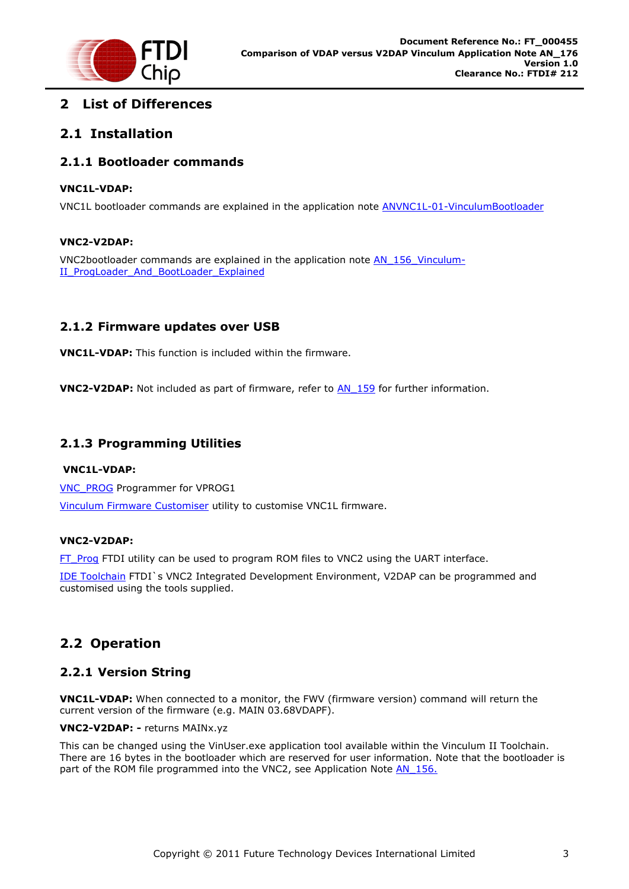## 2 List of Differences

## 2.1 Installation

### 2.1.1 Bootloader commands

**VNC1L-VDAP:**

VNC1L bootloader commands are explained in the application note ANVNC1L-01-VinculumBootloader

**VNC2-V2DAP:**

VNC2bootloader commands are explained in the application note AN_156_Vinculum-II_ProgLoader_And_BootLoader_Explained

### 2.1.2 Firmware updates over USB

**VNC1L-VDAP:** This function is included within the firmware.

**VNC2-V2DAP:** Not included as part of firmware, refer to AN_159 for further information.

### 2.1.3 Programming Utilities

**VNC1L-VDAP:**

VNC_PROG Programmer for VPROG1

Vinculum Firmware Customiser utility to customise VNC1L firmware.

**VNC2-V2DAP:**

FT_Prog FTDI utility can be used to program ROM files to VNC2 using the UART interface.

IDE Toolchain FTDI`s VNC2 Integrated Development Environment, V2DAP can be programmed and customised using the tools supplied.

## 2.2 Operation

### 2.2.1 Version String

**VNC1L-VDAP:** When connected to a monitor, the FWV (firmware version) command will return the current version of the firmware (e.g. MAIN 03.68VDAPF).

**VNC2-V2DAP: -** returns MAINx.yz

This can be changed using the VinUser.exe application tool available within the Vinculum II Toolchain. There are 16 bytes in the bootloader which are reserved for user information. Note that the bootloader is part of the ROM file programmed into the VNC2, see Application Note AN_156.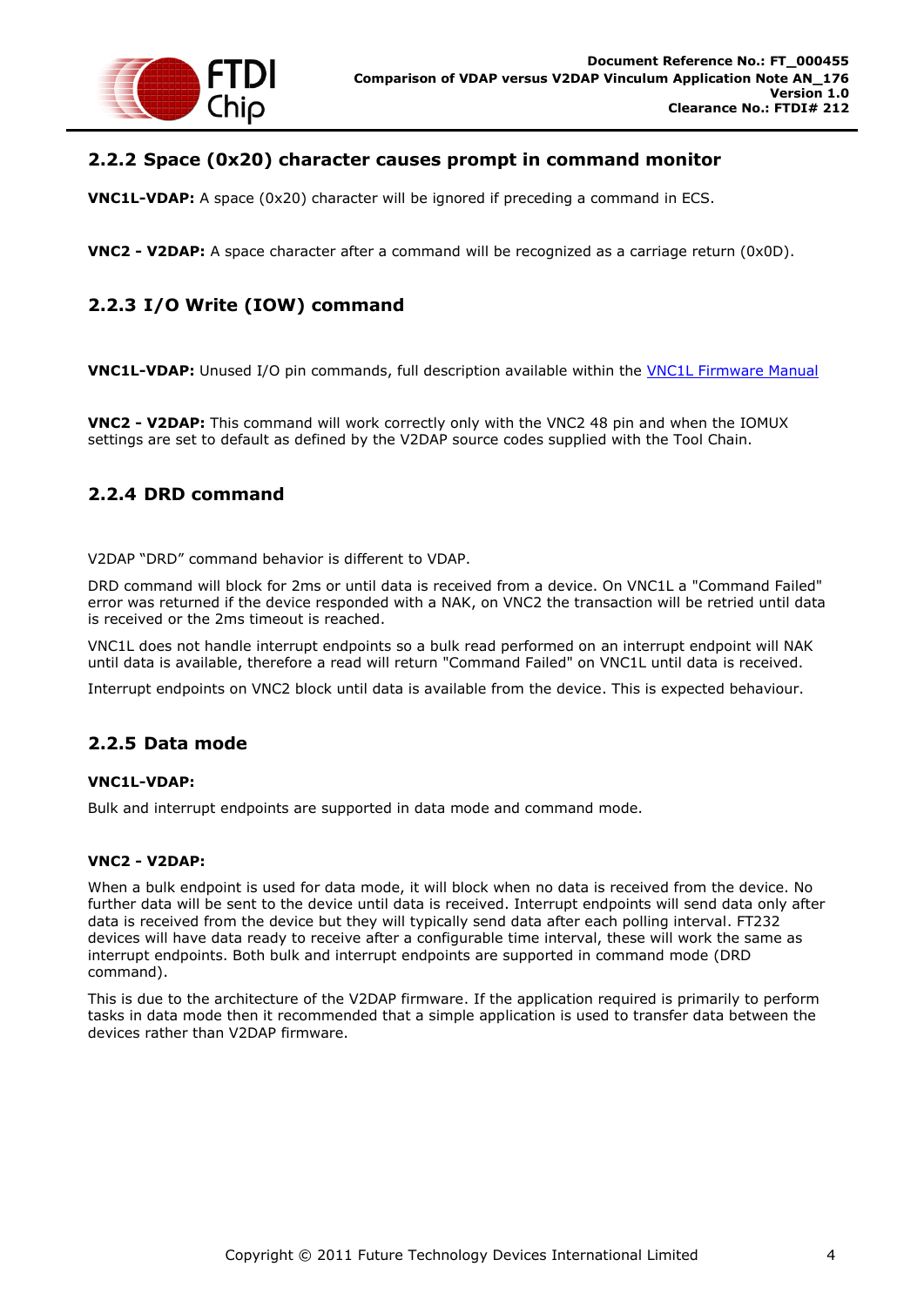### 2.2.2 Space (0x20) character causes prompt in command monitor

**VNC1L-VDAP:** A space (0x20) character will be ignored if preceding a command in ECS.

**VNC2 - V2DAP:** A space character after a command will be recognized as a carriage return (0x0D).

### 2.2.3 I/O Write (IOW) command

**VNC1L-VDAP:** Unused I/O pin commands, full description available within the VNC1L Firmware Manual

**VNC2 - V2DAP:** This command will work correctly only with the VNC2 48 pin and when the IOMUX settings are set to default as defined by the V2DAP source codes supplied with the Tool Chain.

### 2.2.4 DRD command

V2DAP "DRD" command behavior is different to VDAP.

DRD command will block for 2ms or until data is received from a device. On VNC1L a "Command Failed" error was returned if the device responded with a NAK, on VNC2 the transaction will be retried until data is received or the 2ms timeout is reached.

VNC1L does not handle interrupt endpoints so a bulk read performed on an interrupt endpoint will NAK until data is available, therefore a read will return "Command Failed" on VNC1L until data is received.

Interrupt endpoints on VNC2 block until data is available from the device. This is expected behaviour.

### 2.2.5 Data mode

**VNC1L-VDAP:**

Bulk and interrupt endpoints are supported in data mode and command mode.

**VNC2 - V2DAP:**

When a bulk endpoint is used for data mode, it will block when no data is received from the device. No further data will be sent to the device until data is received. Interrupt endpoints will send data only after data is received from the device but they will typically send data after each polling interval. FT232 devices will have data ready to receive after a configurable time interval, these will work the same as interrupt endpoints. Both bulk and interrupt endpoints are supported in command mode (DRD command).

This is due to the architecture of the V2DAP firmware. If the application required is primarily to perform tasks in data mode then it recommended that a simple application is used to transfer data between the devices rather than V2DAP firmware.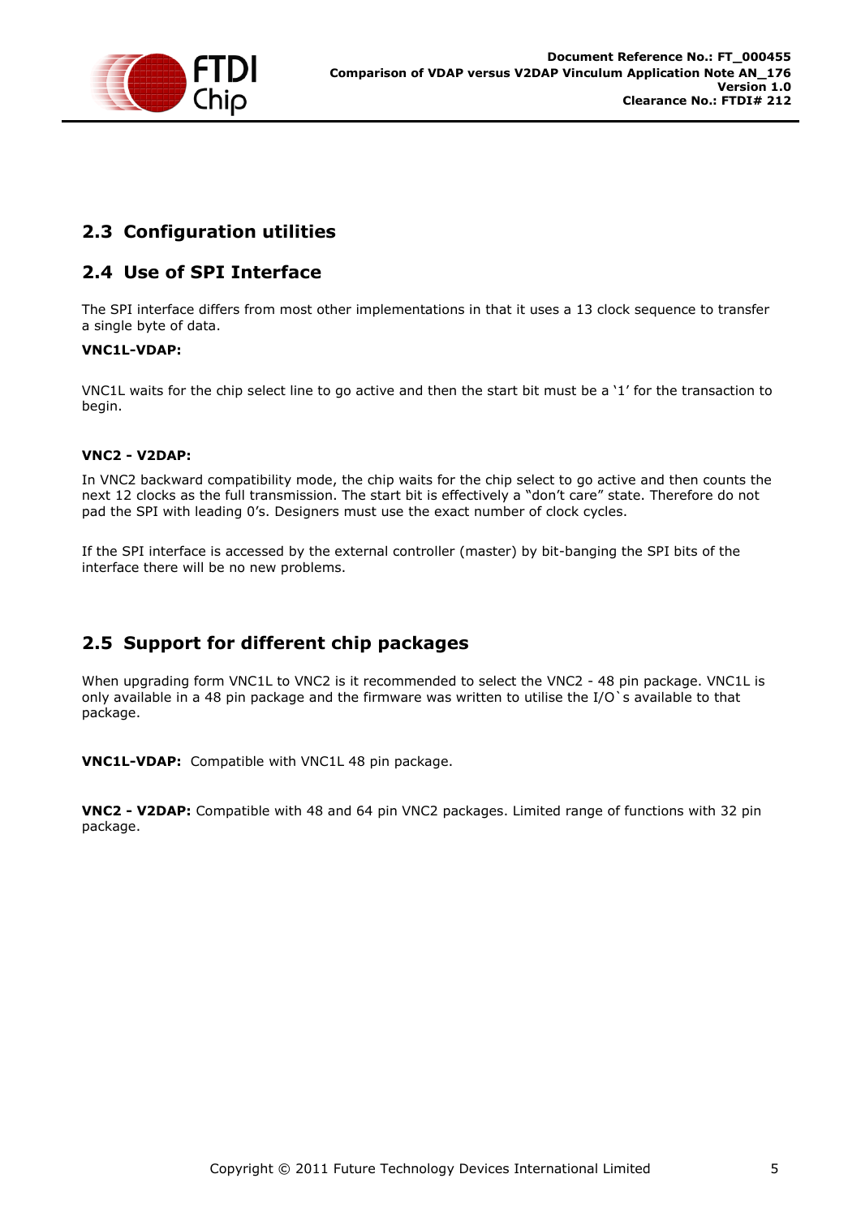## 2.3 Configuration utilities

## 2.4 Use of SPI Interface

The SPI interface differs from most other implementations in that it uses a 13 clock sequence to transfer a single byte of data.

**VNC1L-VDAP:**

VNC1L waits for the chip select line to go active and then the start bit must be a '1' for the transaction to begin.

**VNC2 - V2DAP:**

In VNC2 backward compatibility mode, the chip waits for the chip select to go active and then counts the next 12 clocks as the full transmission. The start bit is effectively a "don't care" state. Therefore do not pad the SPI with leading 0's. Designers must use the exact number of clock cycles.

If the SPI interface is accessed by the external controller (master) by bit-banging the SPI bits of the interface there will be no new problems.

## 2.5 Support for different chip packages

When upgrading form VNC1L to VNC2 is it recommended to select the VNC2 - 48 pin package. VNC1L is only available in a 48 pin package and the firmware was written to utilise the I/O`s available to that package.

**VNC1L-VDAP:** Compatible with VNC1L 48 pin package.

**VNC2 - V2DAP:** Compatible with 48 and 64 pin VNC2 packages. Limited range of functions with 32 pin package.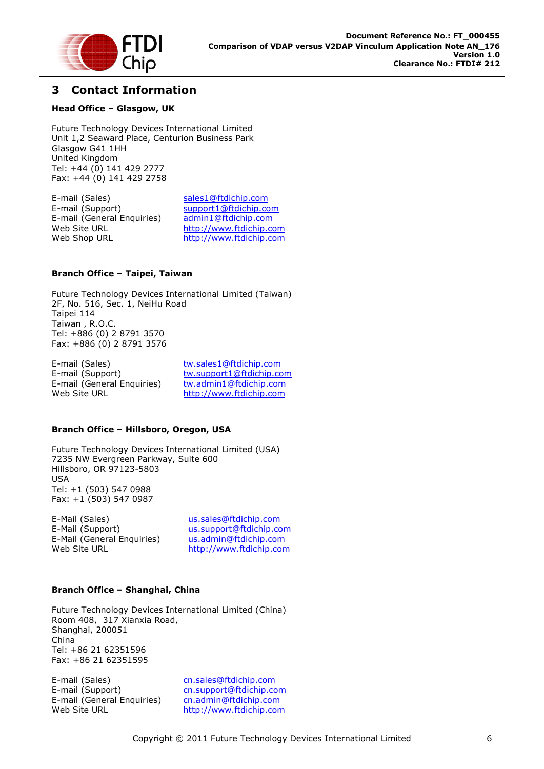# 3 Contact Information

**Head Office – Glasgow, UK**

Future Technology Devices International Limited
Unit 1,2 Seaward Place, Centurion Business Park
Glasgow G41 1HH
United Kingdom
Tel: +44 (0) 141 429 2777
Fax: +44 (0) 141 429 2758

| | |
|---|---|
| E-mail (Sales) | sales1@ftdichip.com |
| E-mail (Support) | support1@ftdichip.com |
| E-mail (General Enquiries) | admin1@ftdichip.com |
| Web Site URL | http://www.ftdichip.com |
| Web Shop URL | http://www.ftdichip.com |

**Branch Office – Taipei, Taiwan**

Future Technology Devices International Limited (Taiwan)
2F, No. 516, Sec. 1, NeiHu Road
Taipei 114
Taiwan , R.O.C.
Tel: +886 (0) 2 8791 3570
Fax: +886 (0) 2 8791 3576

| | |
|---|---|
| E-mail (Sales) | tw.sales1@ftdichip.com |
| E-mail (Support) | tw.support1@ftdichip.com |
| E-mail (General Enquiries) | tw.admin1@ftdichip.com |
| Web Site URL | http://www.ftdichip.com |

**Branch Office – Hillsboro, Oregon, USA**

Future Technology Devices International Limited (USA)
7235 NW Evergreen Parkway, Suite 600
Hillsboro, OR 97123-5803
USA
Tel: +1 (503) 547 0988
Fax: +1 (503) 547 0987

| | |
|---|---|
| E-Mail (Sales) | us.sales@ftdichip.com |
| E-Mail (Support) | us.support@ftdichip.com |
| E-Mail (General Enquiries) | us.admin@ftdichip.com |
| Web Site URL | http://www.ftdichip.com |

**Branch Office – Shanghai, China**

Future Technology Devices International Limited (China)
Room 408, 317 Xianxia Road,
Shanghai, 200051
China
Tel: +86 21 62351596
Fax: +86 21 62351595

| | |
|---|---|
| E-mail (Sales) | cn.sales@ftdichip.com |
| E-mail (Support) | cn.support@ftdichip.com |
| E-mail (General Enquiries) | cn.admin@ftdichip.com |
| Web Site URL | http://www.ftdichip.com |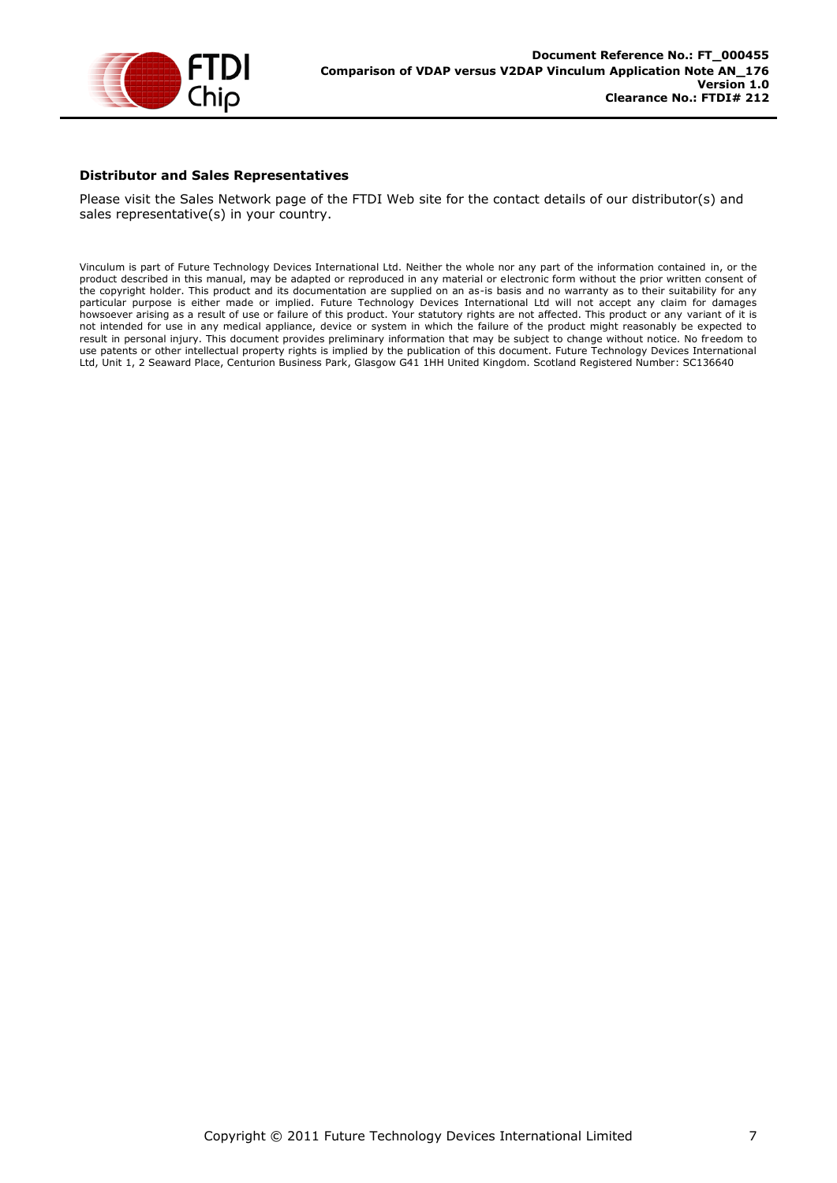**Distributor and Sales Representatives**

Please visit the Sales Network page of the FTDI Web site for the contact details of our distributor(s) and sales representative(s) in your country.

Vinculum is part of Future Technology Devices International Ltd. Neither the whole nor any part of the information contained in, or the product described in this manual, may be adapted or reproduced in any material or electronic form without the prior written consent of the copyright holder. This product and its documentation are supplied on an as-is basis and no warranty as to their suitability for any particular purpose is either made or implied. Future Technology Devices International Ltd will not accept any claim for damages howsoever arising as a result of use or failure of this product. Your statutory rights are not affected. This product or any variant of it is not intended for use in any medical appliance, device or system in which the failure of the product might reasonably be expected to result in personal injury. This document provides preliminary information that may be subject to change without notice. No freedom to use patents or other intellectual property rights is implied by the publication of this document. Future Technology Devices International Ltd, Unit 1, 2 Seaward Place, Centurion Business Park, Glasgow G41 1HH United Kingdom. Scotland Registered Number: SC136640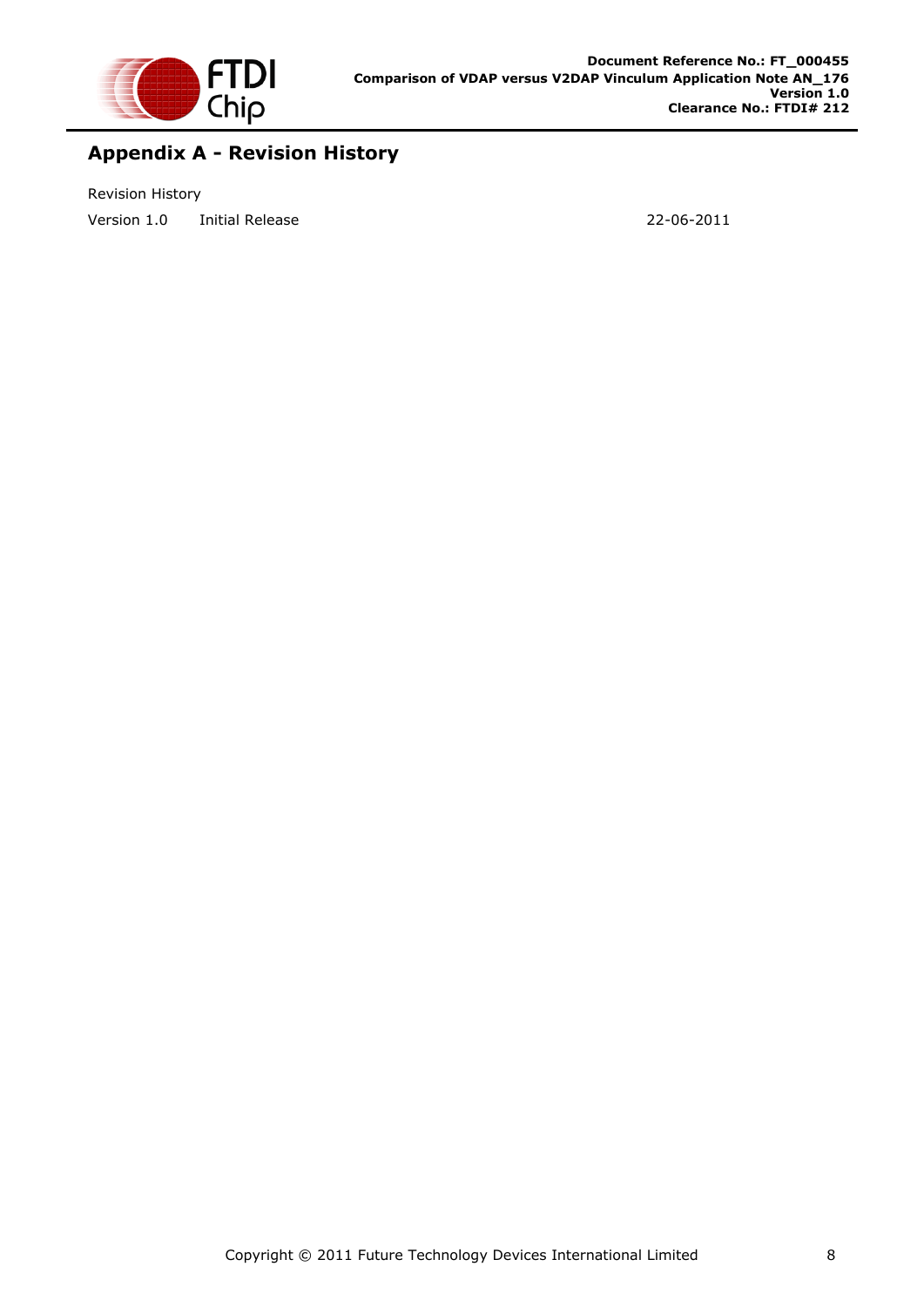# Appendix A - Revision History

Revision History

| | | |
|---|---|---|
| Version 1.0 | Initial Release | 22-06-2011 |